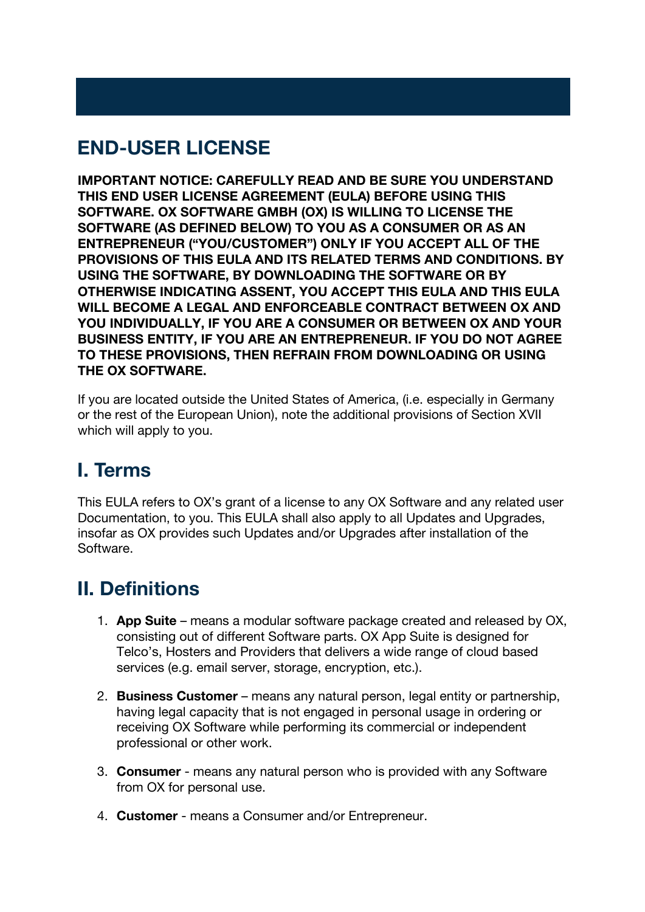# END-USER LICENSE

**IMPORTANT NOTICE: CAREFULLY READ AND BE SURE YOU UNDERSTAND THIS END USER LICENSE AGREEMENT (EULA) BEFORE USING THIS SOFTWARE. OX SOFTWARE GMBH (OX) IS WILLING TO LICENSE THE SOFTWARE (AS DEFINED BELOW) TO YOU AS A CONSUMER OR AS AN ENTREPRENEUR ("YOU/CUSTOMER") ONLY IF YOU ACCEPT ALL OF THE PROVISIONS OF THIS EULA AND ITS RELATED TERMS AND CONDITIONS. BY USING THE SOFTWARE, BY DOWNLOADING THE SOFTWARE OR BY OTHERWISE INDICATING ASSENT, YOU ACCEPT THIS EULA AND THIS EULA WILL BECOME A LEGAL AND ENFORCEABLE CONTRACT BETWEEN OX AND YOU INDIVIDUALLY, IF YOU ARE A CONSUMER OR BETWEEN OX AND YOUR BUSINESS ENTITY, IF YOU ARE AN ENTREPRENEUR. IF YOU DO NOT AGREE TO THESE PROVISIONS, THEN REFRAIN FROM DOWNLOADING OR USING THE OX SOFTWARE.**

If you are located outside the United States of America, (i.e. especially in Germany or the rest of the European Union), note the additional provisions of Section XVII which will apply to you.

## I. Terms

This EULA refers to OX's grant of a license to any OX Software and any related user Documentation, to you. This EULA shall also apply to all Updates and Upgrades, insofar as OX provides such Updates and/or Upgrades after installation of the Software.

## II. Definitions

1. **App Suite** – means a modular software package created and released by OX, consisting out of different Software parts. OX App Suite is designed for Telco's, Hosters and Providers that delivers a wide range of cloud based services (e.g. email server, storage, encryption, etc.).

2. **Business Customer** – means any natural person, legal entity or partnership, having legal capacity that is not engaged in personal usage in ordering or receiving OX Software while performing its commercial or independent professional or other work.

3. **Consumer** - means any natural person who is provided with any Software from OX for personal use.

4. **Customer** - means a Consumer and/or Entrepreneur.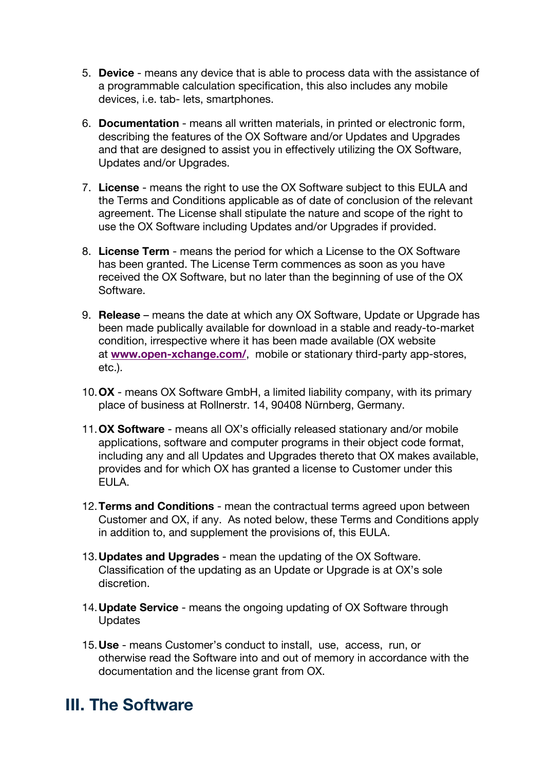5. **Device** - means any device that is able to process data with the assistance of a programmable calculation specification, this also includes any mobile devices, i.e. tab- lets, smartphones.

6. **Documentation** - means all written materials, in printed or electronic form, describing the features of the OX Software and/or Updates and Upgrades and that are designed to assist you in effectively utilizing the OX Software, Updates and/or Upgrades.

7. **License** - means the right to use the OX Software subject to this EULA and the Terms and Conditions applicable as of date of conclusion of the relevant agreement. The License shall stipulate the nature and scope of the right to use the OX Software including Updates and/or Upgrades if provided.

8. **License Term** - means the period for which a License to the OX Software has been granted. The License Term commences as soon as you have received the OX Software, but no later than the beginning of use of the OX Software.

9. **Release** – means the date at which any OX Software, Update or Upgrade has been made publically available for download in a stable and ready-to-market condition, irrespective where it has been made available (OX website at **www.open-xchange.com/**, mobile or stationary third-party app-stores, etc.).

10. **OX** - means OX Software GmbH, a limited liability company, with its primary place of business at Rollnerstr. 14, 90408 Nürnberg, Germany.

11. **OX Software** - means all OX's officially released stationary and/or mobile applications, software and computer programs in their object code format, including any and all Updates and Upgrades thereto that OX makes available, provides and for which OX has granted a license to Customer under this EULA.

12. **Terms and Conditions** - mean the contractual terms agreed upon between Customer and OX, if any. As noted below, these Terms and Conditions apply in addition to, and supplement the provisions of, this EULA.

13. **Updates and Upgrades** - mean the updating of the OX Software. Classification of the updating as an Update or Upgrade is at OX's sole discretion.

14. **Update Service** - means the ongoing updating of OX Software through Updates

15. **Use** - means Customer's conduct to install, use, access, run, or otherwise read the Software into and out of memory in accordance with the documentation and the license grant from OX.

## III. The Software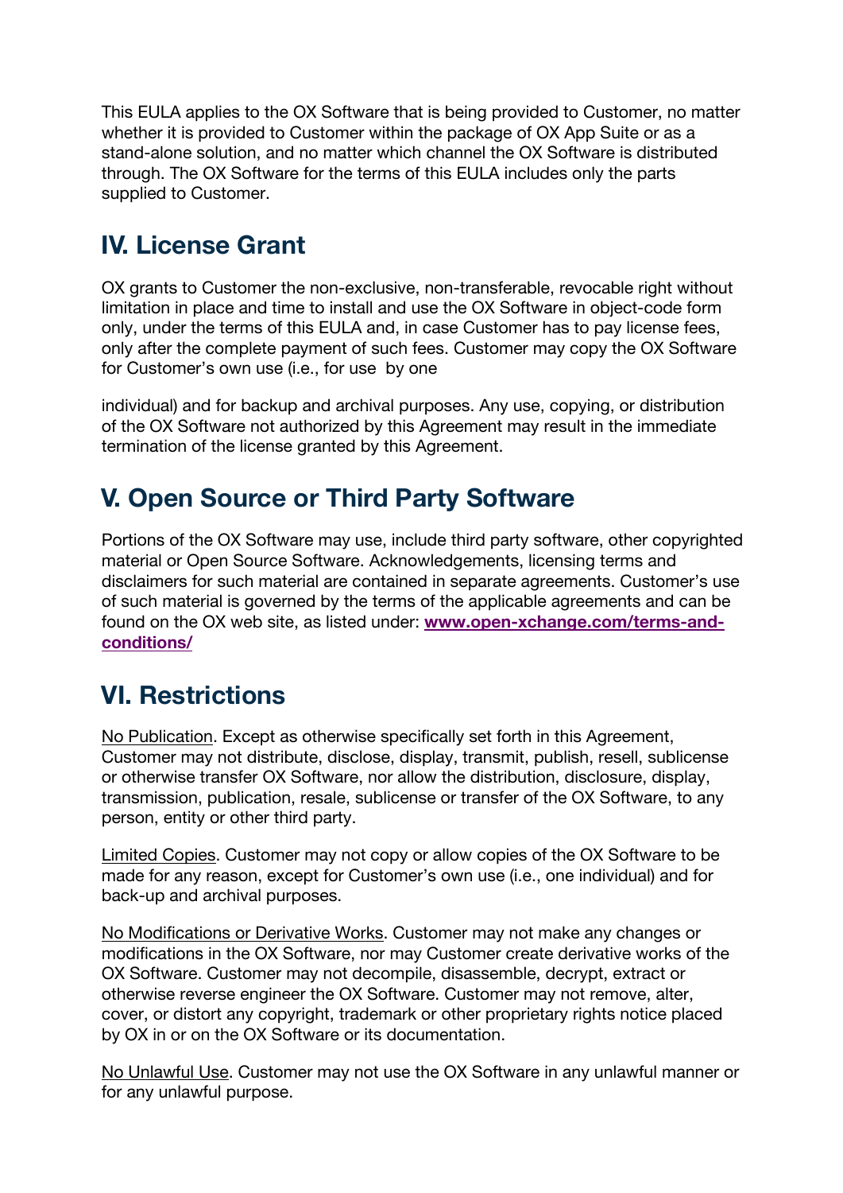This EULA applies to the OX Software that is being provided to Customer, no matter whether it is provided to Customer within the package of OX App Suite or as a stand-alone solution, and no matter which channel the OX Software is distributed through. The OX Software for the terms of this EULA includes only the parts supplied to Customer.

## IV. License Grant

OX grants to Customer the non-exclusive, non-transferable, revocable right without limitation in place and time to install and use the OX Software in object-code form only, under the terms of this EULA and, in case Customer has to pay license fees, only after the complete payment of such fees. Customer may copy the OX Software for Customer's own use (i.e., for use by one individual) and for backup and archival purposes. Any use, copying, or distribution of the OX Software not authorized by this Agreement may result in the immediate termination of the license granted by this Agreement.

## V. Open Source or Third Party Software

Portions of the OX Software may use, include third party software, other copyrighted material or Open Source Software. Acknowledgements, licensing terms and disclaimers for such material are contained in separate agreements. Customer's use of such material is governed by the terms of the applicable agreements and can be found on the OX web site, as listed under: **www.open-xchange.com/terms-and-conditions/**

## VI. Restrictions

No Publication. Except as otherwise specifically set forth in this Agreement, Customer may not distribute, disclose, display, transmit, publish, resell, sublicense or otherwise transfer OX Software, nor allow the distribution, disclosure, display, transmission, publication, resale, sublicense or transfer of the OX Software, to any person, entity or other third party.

Limited Copies. Customer may not copy or allow copies of the OX Software to be made for any reason, except for Customer's own use (i.e., one individual) and for back-up and archival purposes.

No Modifications or Derivative Works. Customer may not make any changes or modifications in the OX Software, nor may Customer create derivative works of the OX Software. Customer may not decompile, disassemble, decrypt, extract or otherwise reverse engineer the OX Software. Customer may not remove, alter, cover, or distort any copyright, trademark or other proprietary rights notice placed by OX in or on the OX Software or its documentation.

No Unlawful Use. Customer may not use the OX Software in any unlawful manner or for any unlawful purpose.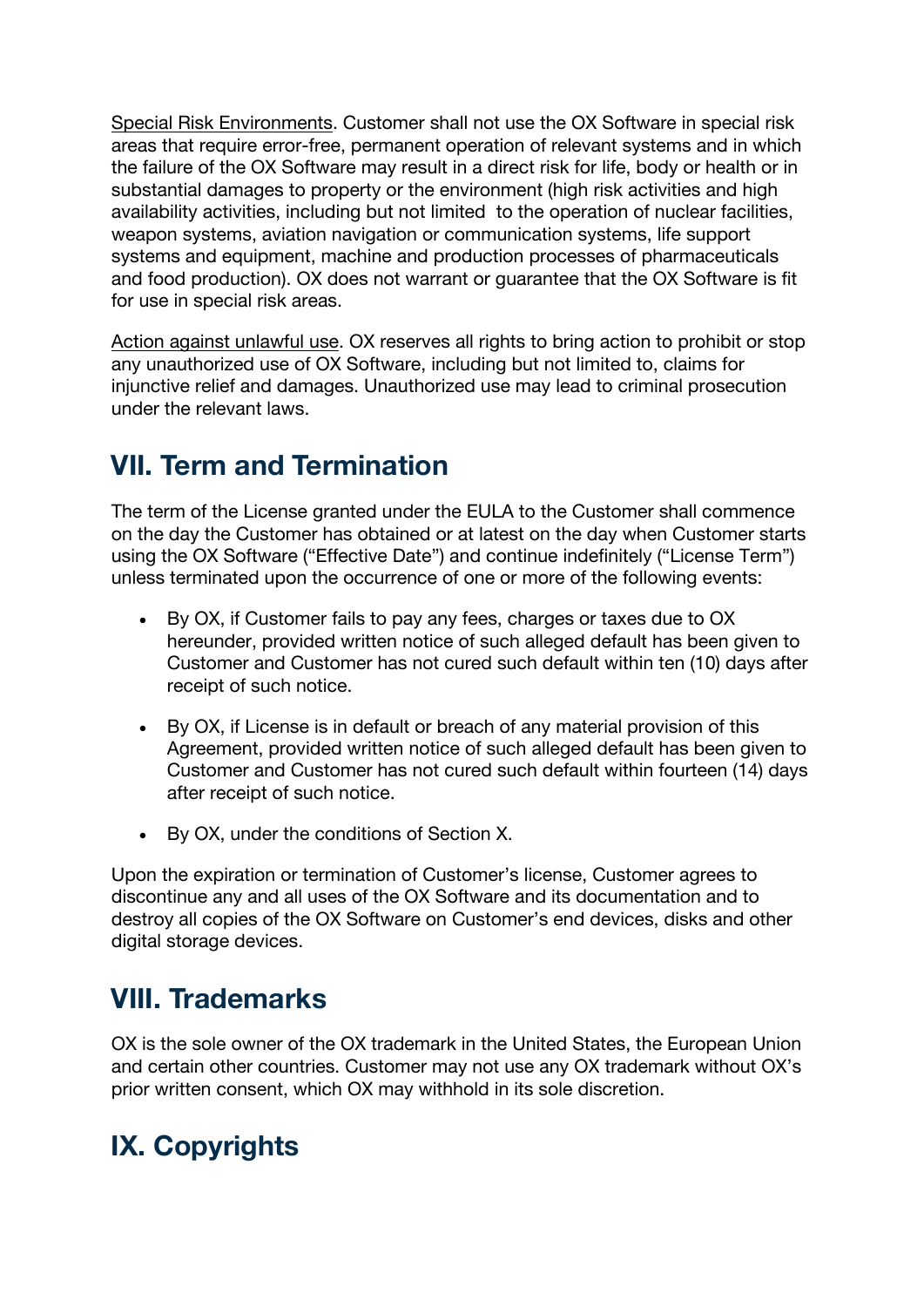Special Risk Environments. Customer shall not use the OX Software in special risk areas that require error-free, permanent operation of relevant systems and in which the failure of the OX Software may result in a direct risk for life, body or health or in substantial damages to property or the environment (high risk activities and high availability activities, including but not limited to the operation of nuclear facilities, weapon systems, aviation navigation or communication systems, life support systems and equipment, machine and production processes of pharmaceuticals and food production). OX does not warrant or guarantee that the OX Software is fit for use in special risk areas.

Action against unlawful use. OX reserves all rights to bring action to prohibit or stop any unauthorized use of OX Software, including but not limited to, claims for injunctive relief and damages. Unauthorized use may lead to criminal prosecution under the relevant laws.

## VII. Term and Termination

The term of the License granted under the EULA to the Customer shall commence on the day the Customer has obtained or at latest on the day when Customer starts using the OX Software ("Effective Date") and continue indefinitely ("License Term") unless terminated upon the occurrence of one or more of the following events:

- By OX, if Customer fails to pay any fees, charges or taxes due to OX hereunder, provided written notice of such alleged default has been given to Customer and Customer has not cured such default within ten (10) days after receipt of such notice.
- By OX, if License is in default or breach of any material provision of this Agreement, provided written notice of such alleged default has been given to Customer and Customer has not cured such default within fourteen (14) days after receipt of such notice.
- By OX, under the conditions of Section X.

Upon the expiration or termination of Customer's license, Customer agrees to discontinue any and all uses of the OX Software and its documentation and to destroy all copies of the OX Software on Customer's end devices, disks and other digital storage devices.

## VIII. Trademarks

OX is the sole owner of the OX trademark in the United States, the European Union and certain other countries. Customer may not use any OX trademark without OX's prior written consent, which OX may withhold in its sole discretion.

## IX. Copyrights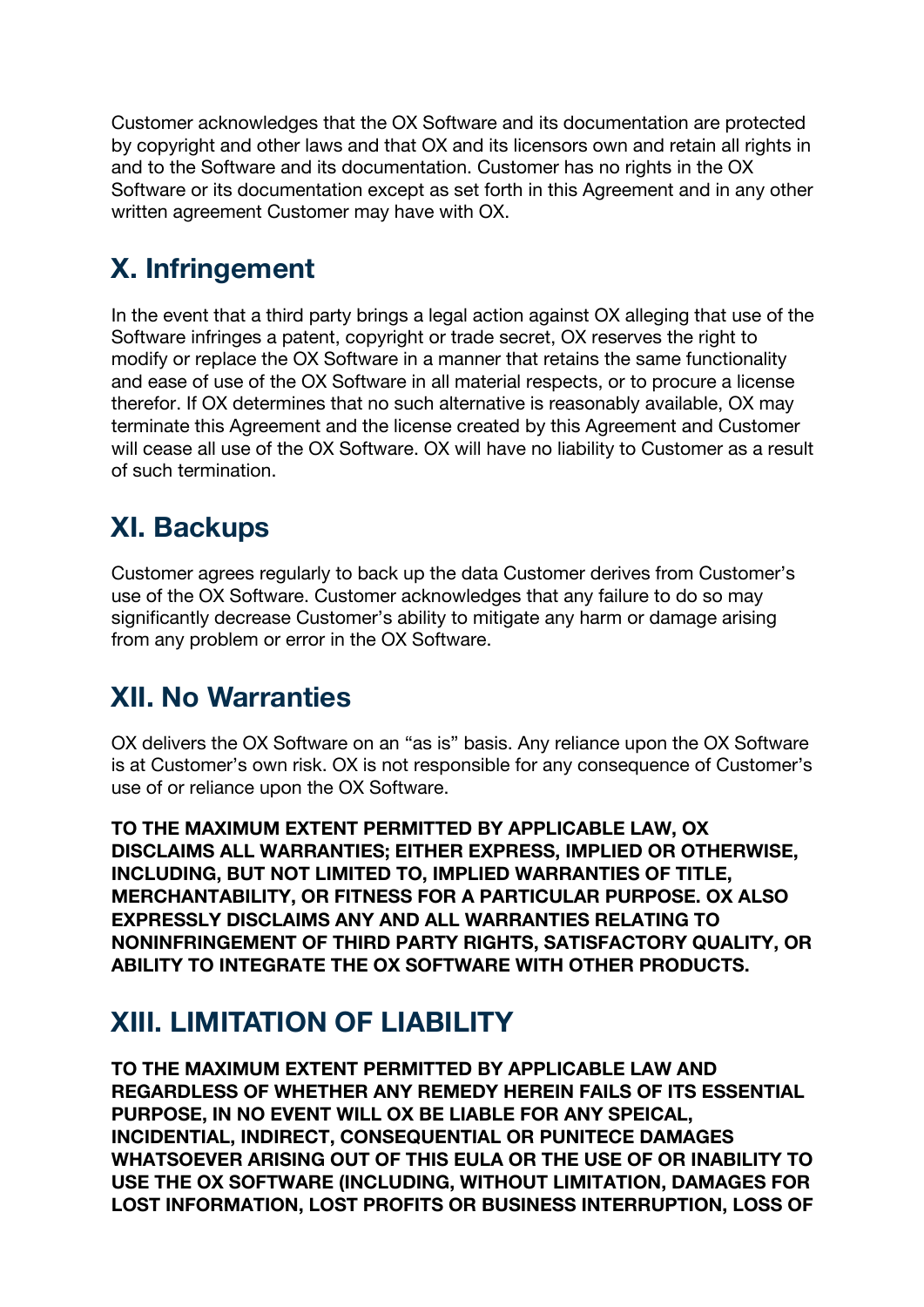Customer acknowledges that the OX Software and its documentation are protected by copyright and other laws and that OX and its licensors own and retain all rights in and to the Software and its documentation. Customer has no rights in the OX Software or its documentation except as set forth in this Agreement and in any other written agreement Customer may have with OX.

## X. Infringement

In the event that a third party brings a legal action against OX alleging that use of the Software infringes a patent, copyright or trade secret, OX reserves the right to modify or replace the OX Software in a manner that retains the same functionality and ease of use of the OX Software in all material respects, or to procure a license therefor. If OX determines that no such alternative is reasonably available, OX may terminate this Agreement and the license created by this Agreement and Customer will cease all use of the OX Software. OX will have no liability to Customer as a result of such termination.

## XI. Backups

Customer agrees regularly to back up the data Customer derives from Customer's use of the OX Software. Customer acknowledges that any failure to do so may significantly decrease Customer's ability to mitigate any harm or damage arising from any problem or error in the OX Software.

## XII. No Warranties

OX delivers the OX Software on an "as is" basis. Any reliance upon the OX Software is at Customer's own risk. OX is not responsible for any consequence of Customer's use of or reliance upon the OX Software.

**TO THE MAXIMUM EXTENT PERMITTED BY APPLICABLE LAW, OX DISCLAIMS ALL WARRANTIES; EITHER EXPRESS, IMPLIED OR OTHERWISE, INCLUDING, BUT NOT LIMITED TO, IMPLIED WARRANTIES OF TITLE, MERCHANTABILITY, OR FITNESS FOR A PARTICULAR PURPOSE. OX ALSO EXPRESSLY DISCLAIMS ANY AND ALL WARRANTIES RELATING TO NONINFRINGEMENT OF THIRD PARTY RIGHTS, SATISFACTORY QUALITY, OR ABILITY TO INTEGRATE THE OX SOFTWARE WITH OTHER PRODUCTS.**

## XIII. LIMITATION OF LIABILITY

**TO THE MAXIMUM EXTENT PERMITTED BY APPLICABLE LAW AND REGARDLESS OF WHETHER ANY REMEDY HEREIN FAILS OF ITS ESSENTIAL PURPOSE, IN NO EVENT WILL OX BE LIABLE FOR ANY SPEICAL, INCIDENTIAL, INDIRECT, CONSEQUENTIAL OR PUNITECE DAMAGES WHATSOEVER ARISING OUT OF THIS EULA OR THE USE OF OR INABILITY TO USE THE OX SOFTWARE (INCLUDING, WITHOUT LIMITATION, DAMAGES FOR LOST INFORMATION, LOST PROFITS OR BUSINESS INTERRUPTION, LOSS OF**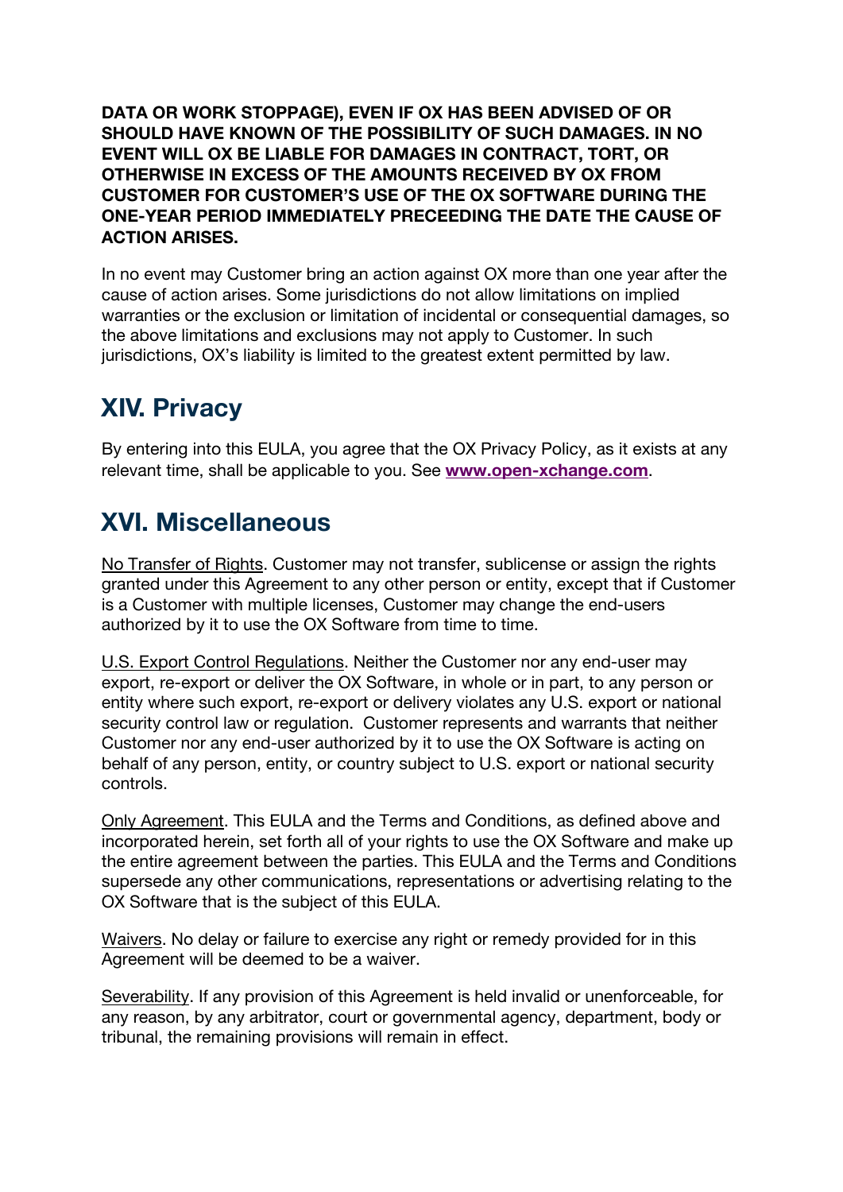**DATA OR WORK STOPPAGE), EVEN IF OX HAS BEEN ADVISED OF OR SHOULD HAVE KNOWN OF THE POSSIBILITY OF SUCH DAMAGES. IN NO EVENT WILL OX BE LIABLE FOR DAMAGES IN CONTRACT, TORT, OR OTHERWISE IN EXCESS OF THE AMOUNTS RECEIVED BY OX FROM CUSTOMER FOR CUSTOMER'S USE OF THE OX SOFTWARE DURING THE ONE-YEAR PERIOD IMMEDIATELY PRECEEDING THE DATE THE CAUSE OF ACTION ARISES.**

In no event may Customer bring an action against OX more than one year after the cause of action arises. Some jurisdictions do not allow limitations on implied warranties or the exclusion or limitation of incidental or consequential damages, so the above limitations and exclusions may not apply to Customer. In such jurisdictions, OX's liability is limited to the greatest extent permitted by law.

## XIV. Privacy

By entering into this EULA, you agree that the OX Privacy Policy, as it exists at any relevant time, shall be applicable to you. See **[www.open-xchange.com](http://www.open-xchange.com)**.

## XVI. Miscellaneous

No Transfer of Rights. Customer may not transfer, sublicense or assign the rights granted under this Agreement to any other person or entity, except that if Customer is a Customer with multiple licenses, Customer may change the end-users authorized by it to use the OX Software from time to time.

U.S. Export Control Regulations. Neither the Customer nor any end-user may export, re-export or deliver the OX Software, in whole or in part, to any person or entity where such export, re-export or delivery violates any U.S. export or national security control law or regulation. Customer represents and warrants that neither Customer nor any end-user authorized by it to use the OX Software is acting on behalf of any person, entity, or country subject to U.S. export or national security controls.

Only Agreement. This EULA and the Terms and Conditions, as defined above and incorporated herein, set forth all of your rights to use the OX Software and make up the entire agreement between the parties. This EULA and the Terms and Conditions supersede any other communications, representations or advertising relating to the OX Software that is the subject of this EULA.

Waivers. No delay or failure to exercise any right or remedy provided for in this Agreement will be deemed to be a waiver.

Severability. If any provision of this Agreement is held invalid or unenforceable, for any reason, by any arbitrator, court or governmental agency, department, body or tribunal, the remaining provisions will remain in effect.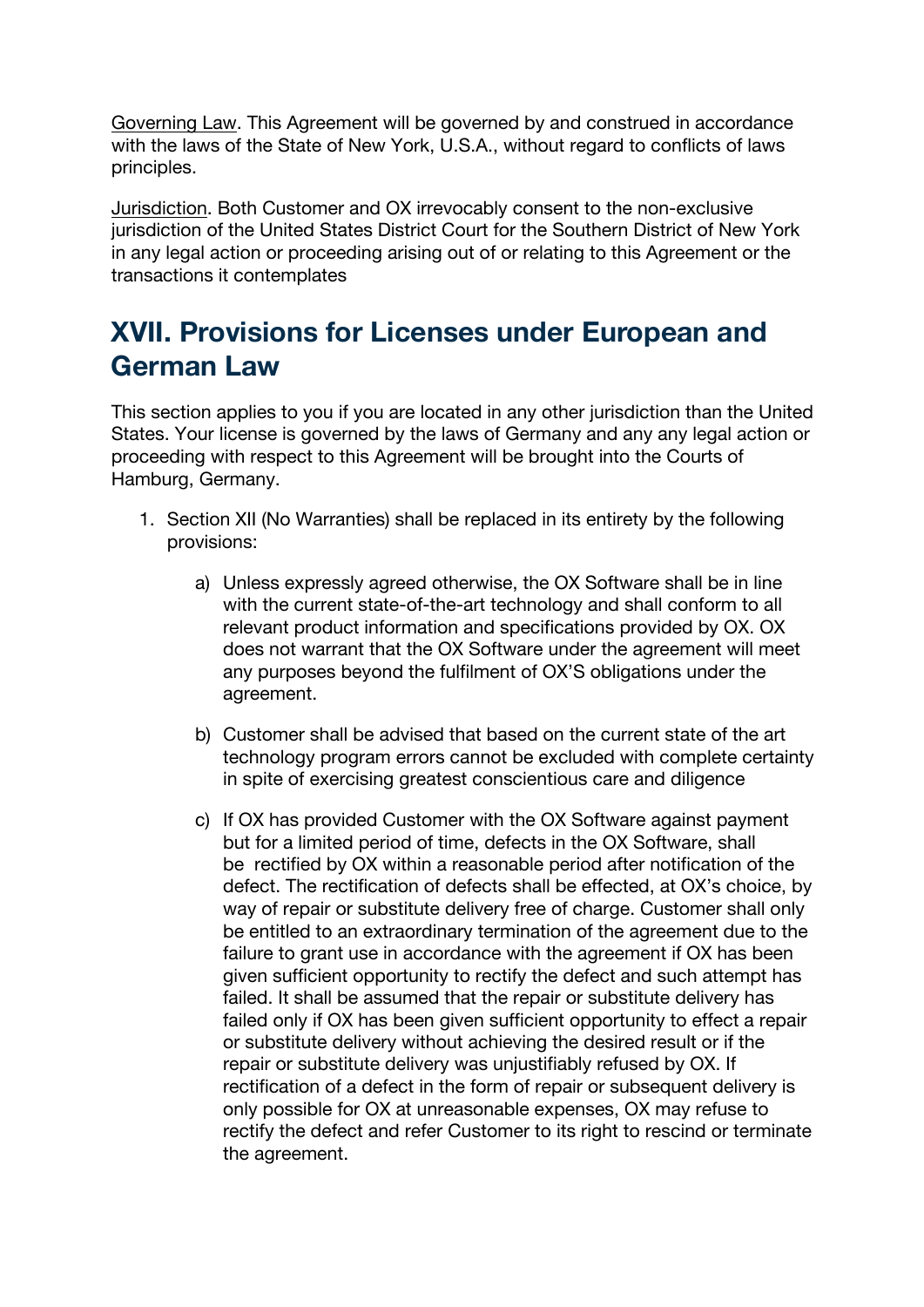Governing Law. This Agreement will be governed by and construed in accordance with the laws of the State of New York, U.S.A., without regard to conflicts of laws principles.

Jurisdiction. Both Customer and OX irrevocably consent to the non-exclusive jurisdiction of the United States District Court for the Southern District of New York in any legal action or proceeding arising out of or relating to this Agreement or the transactions it contemplates

## XVII. Provisions for Licenses under European and German Law

This section applies to you if you are located in any other jurisdiction than the United States. Your license is governed by the laws of Germany and any any legal action or proceeding with respect to this Agreement will be brought into the Courts of Hamburg, Germany.

1. Section XII (No Warranties) shall be replaced in its entirety by the following provisions:

    a) Unless expressly agreed otherwise, the OX Software shall be in line with the current state-of-the-art technology and shall conform to all relevant product information and specifications provided by OX. OX does not warrant that the OX Software under the agreement will meet any purposes beyond the fulfilment of OX'S obligations under the agreement.

    b) Customer shall be advised that based on the current state of the art technology program errors cannot be excluded with complete certainty in spite of exercising greatest conscientious care and diligence

    c) If OX has provided Customer with the OX Software against payment but for a limited period of time, defects in the OX Software, shall be rectified by OX within a reasonable period after notification of the defect. The rectification of defects shall be effected, at OX's choice, by way of repair or substitute delivery free of charge. Customer shall only be entitled to an extraordinary termination of the agreement due to the failure to grant use in accordance with the agreement if OX has been given sufficient opportunity to rectify the defect and such attempt has failed. It shall be assumed that the repair or substitute delivery has failed only if OX has been given sufficient opportunity to effect a repair or substitute delivery without achieving the desired result or if the repair or substitute delivery was unjustifiably refused by OX. If rectification of a defect in the form of repair or subsequent delivery is only possible for OX at unreasonable expenses, OX may refuse to rectify the defect and refer Customer to its right to rescind or terminate the agreement.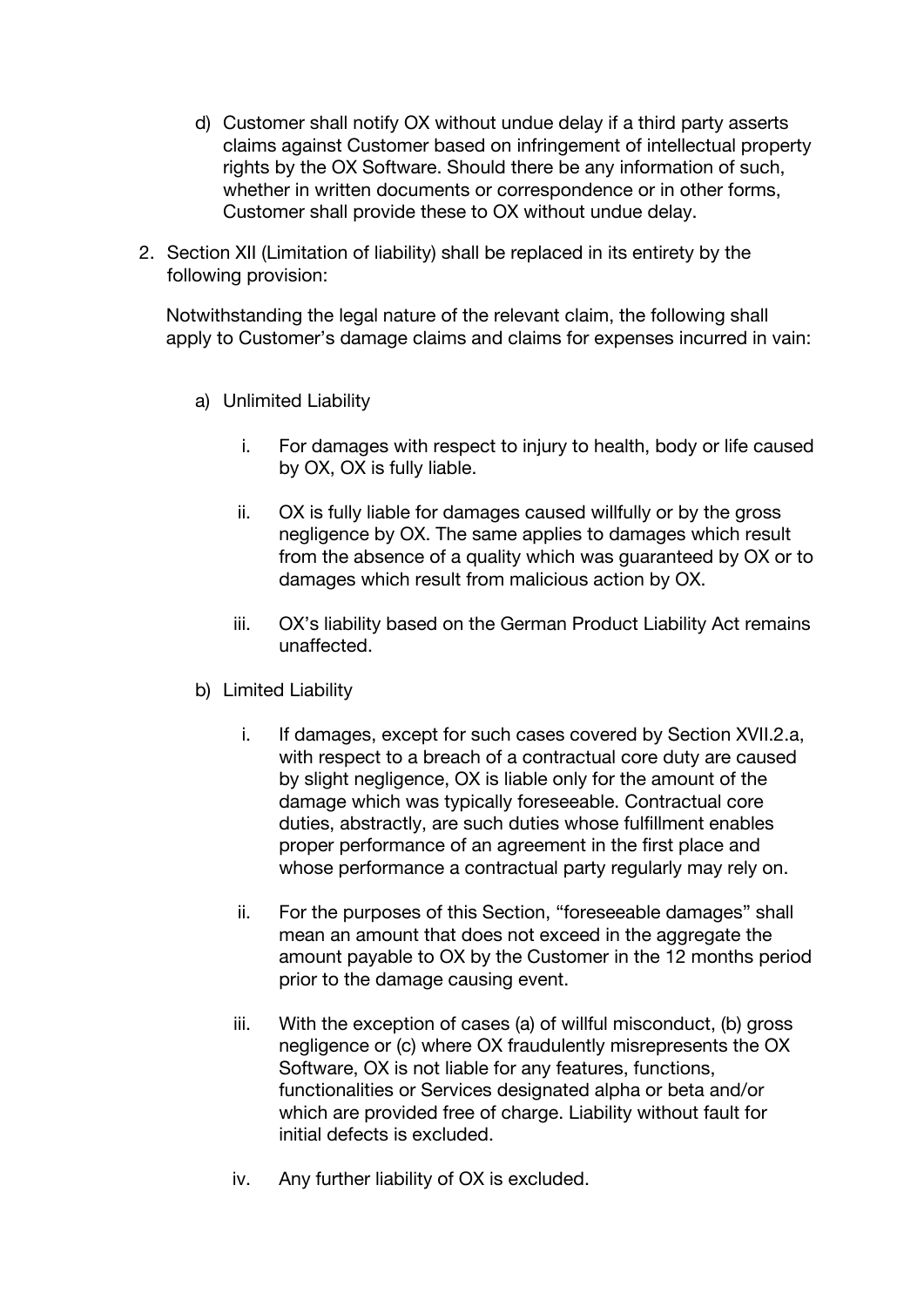d) Customer shall notify OX without undue delay if a third party asserts claims against Customer based on infringement of intellectual property rights by the OX Software. Should there be any information of such, whether in written documents or correspondence or in other forms, Customer shall provide these to OX without undue delay.

2. Section XII (Limitation of liability) shall be replaced in its entirety by the following provision:

   Notwithstanding the legal nature of the relevant claim, the following shall apply to Customer's damage claims and claims for expenses incurred in vain:

   a) Unlimited Liability

      i. For damages with respect to injury to health, body or life caused by OX, OX is fully liable.

      ii. OX is fully liable for damages caused willfully or by the gross negligence by OX. The same applies to damages which result from the absence of a quality which was guaranteed by OX or to damages which result from malicious action by OX.

      iii. OX's liability based on the German Product Liability Act remains unaffected.

   b) Limited Liability

      i. If damages, except for such cases covered by Section XVII.2.a, with respect to a breach of a contractual core duty are caused by slight negligence, OX is liable only for the amount of the damage which was typically foreseeable. Contractual core duties, abstractly, are such duties whose fulfillment enables proper performance of an agreement in the first place and whose performance a contractual party regularly may rely on.

      ii. For the purposes of this Section, "foreseeable damages" shall mean an amount that does not exceed in the aggregate the amount payable to OX by the Customer in the 12 months period prior to the damage causing event.

      iii. With the exception of cases (a) of willful misconduct, (b) gross negligence or (c) where OX fraudulently misrepresents the OX Software, OX is not liable for any features, functions, functionalities or Services designated alpha or beta and/or which are provided free of charge. Liability without fault for initial defects is excluded.

      iv. Any further liability of OX is excluded.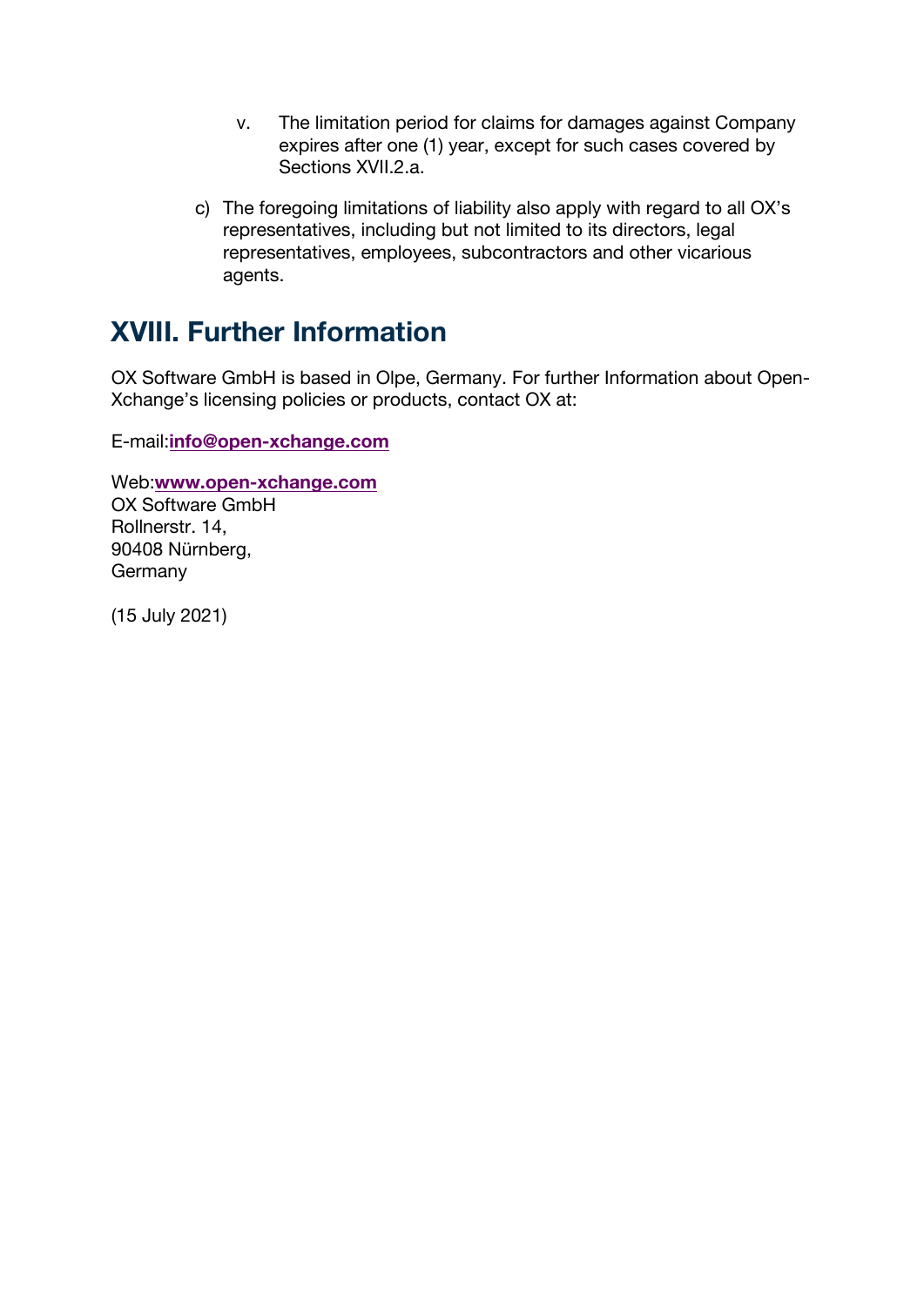v. The limitation period for claims for damages against Company expires after one (1) year, except for such cases covered by Sections XVII.2.a.

c) The foregoing limitations of liability also apply with regard to all OX's representatives, including but not limited to its directors, legal representatives, employees, subcontractors and other vicarious agents.

## XVIII. Further Information

OX Software GmbH is based in Olpe, Germany. For further Information about Open-Xchange's licensing policies or products, contact OX at:

E-mail:**info@open-xchange.com**

Web:**www.open-xchange.com**
OX Software GmbH
Rollnerstr. 14,
90408 Nürnberg,
Germany

(15 July 2021)